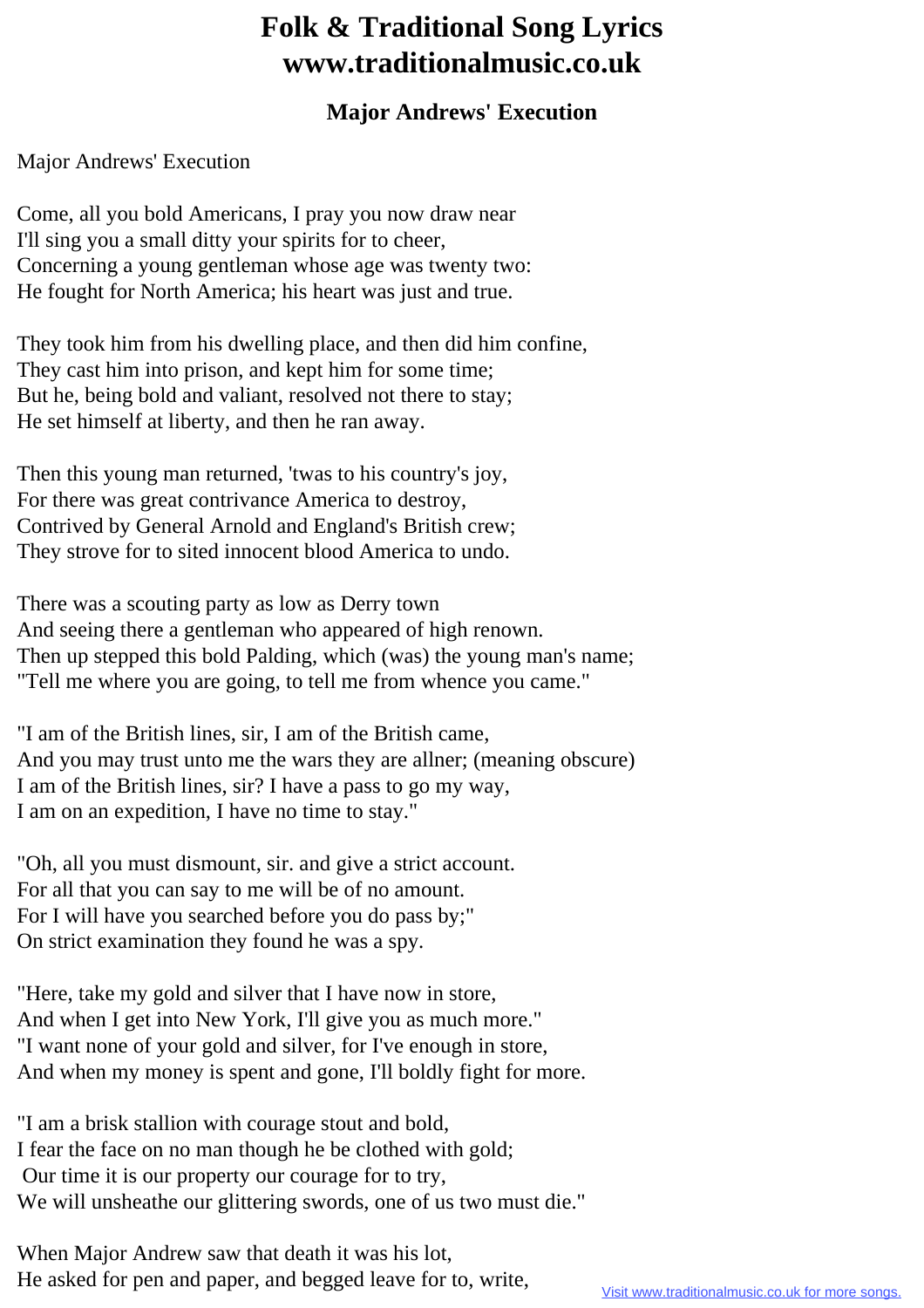# Folk & Traditional Song Lyrics
# www.traditionalmusic.co.uk

### Major Andrews' Execution

Major Andrews' Execution

Come, all you bold Americans, I pray you now draw near
I'll sing you a small ditty your spirits for to cheer,
Concerning a young gentleman whose age was twenty two:
He fought for North America; his heart was just and true.

They took him from his dwelling place, and then did him confine,
They cast him into prison, and kept him for some time;
But he, being bold and valiant, resolved not there to stay;
He set himself at liberty, and then he ran away.

Then this young man returned, 'twas to his country's joy,
For there was great contrivance America to destroy,
Contrived by General Arnold and England's British crew;
They strove for to sited innocent blood America to undo.

There was a scouting party as low as Derry town
And seeing there a gentleman who appeared of high renown.
Then up stepped this bold Palding, which (was) the young man's name;
"Tell me where you are going, to tell me from whence you came."

"I am of the British lines, sir, I am of the British came,
And you may trust unto me the wars they are allner; (meaning obscure)
I am of the British lines, sir? I have a pass to go my way,
I am on an expedition, I have no time to stay."

"Oh, all you must dismount, sir. and give a strict account.
For all that you can say to me will be of no amount.
For I will have you searched before you do pass by;"
On strict examination they found he was a spy.

"Here, take my gold and silver that I have now in store,
And when I get into New York, I'll give you as much more."
"I want none of your gold and silver, for I've enough in store,
And when my money is spent and gone, I'll boldly fight for more.

"I am a brisk stallion with courage stout and bold,
I fear the face on no man though he be clothed with gold;
Our time it is our property our courage for to try,
We will unsheathe our glittering swords, one of us two must die."

When Major Andrew saw that death it was his lot,
He asked for pen and paper, and begged leave for to, write,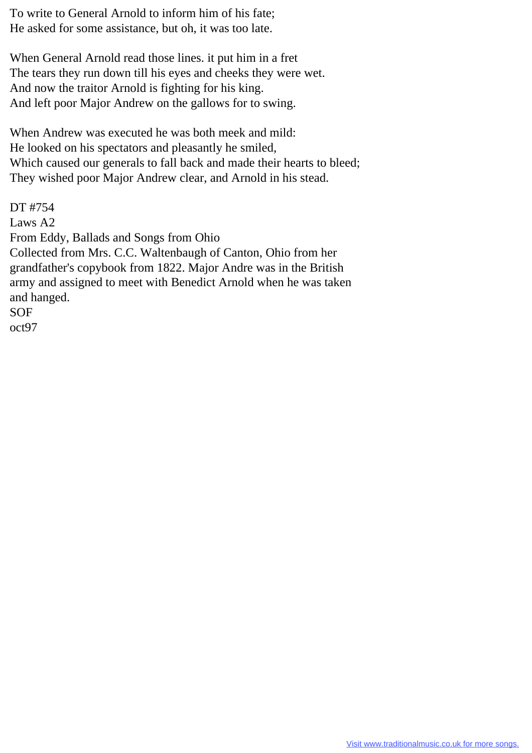To write to General Arnold to inform him of his fate;
He asked for some assistance, but oh, it was too late.

When General Arnold read those lines. it put him in a fret
The tears they run down till his eyes and cheeks they were wet.
And now the traitor Arnold is fighting for his king.
And left poor Major Andrew on the gallows for to swing.

When Andrew was executed he was both meek and mild:
He looked on his spectators and pleasantly he smiled,
Which caused our generals to fall back and made their hearts to bleed;
They wished poor Major Andrew clear, and Arnold in his stead.

DT #754
Laws A2
From Eddy, Ballads and Songs from Ohio
Collected from Mrs. C.C. Waltenbaugh of Canton, Ohio from her grandfather's copybook from 1822. Major Andre was in the British army and assigned to meet with Benedict Arnold when he was taken and hanged.
SOF
oct97